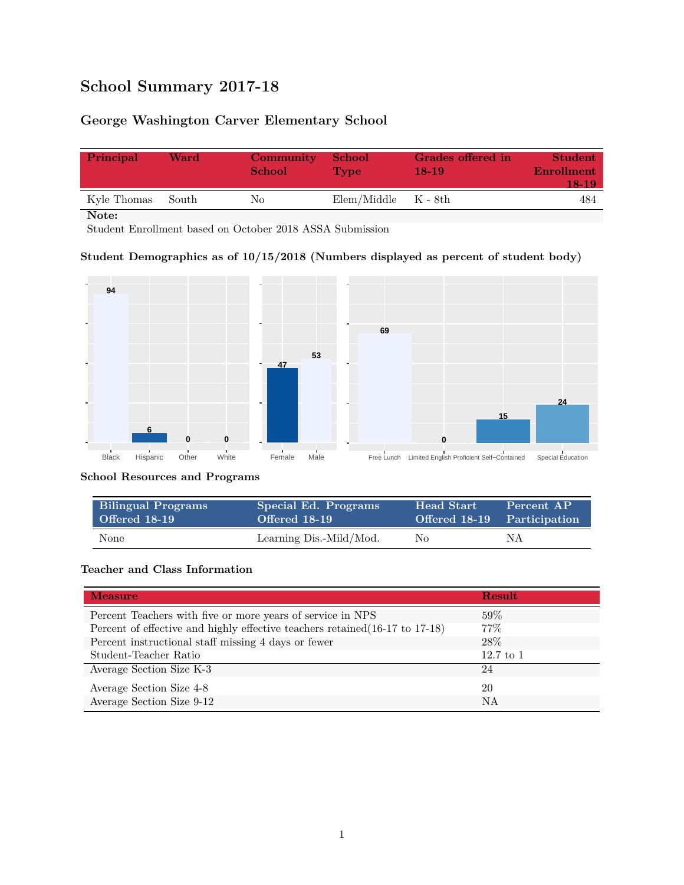# School Summary 2017-18

## George Washington Carver Elementary School

| Principal | Ward | Community School | School Type | Grades offered in 18-19 | Student Enrollment 18-19 |
|---|---|---|---|---|---|
| Kyle Thomas | South | No | Elem/Middle | K - 8th | 484 |

**Note:**
Student Enrollment based on October 2018 ASSA Submission

### Student Demographics as of 10/15/2018 (Numbers displayed as percent of student body)

| Black | Hispanic | Other | White |
|---|---|---|---|
| 94 | 6 | 0 | 0 |

| Female | Male |
|---|---|
| 47 | 53 |

| Free Lunch | Limited English Proficient | Self-Contained | Special Education |
|---|---|---|---|
| 69 | 0 | 15 | 24 |

### School Resources and Programs

| Bilingual Programs Offered 18-19 | Special Ed. Programs Offered 18-19 | Head Start Offered 18-19 | Percent AP Participation |
|---|---|---|---|
| None | Learning Dis.-Mild/Mod. | No | NA |

### Teacher and Class Information

| Measure | Result |
|---|---|
| Percent Teachers with five or more years of service in NPS | 59% |
| Percent of effective and highly effective teachers retained(16-17 to 17-18) | 77% |
| Percent instructional staff missing 4 days or fewer | 28% |
| Student-Teacher Ratio | 12.7 to 1 |
| Average Section Size K-3 | 24 |
| Average Section Size 4-8 | 20 |
| Average Section Size 9-12 | NA |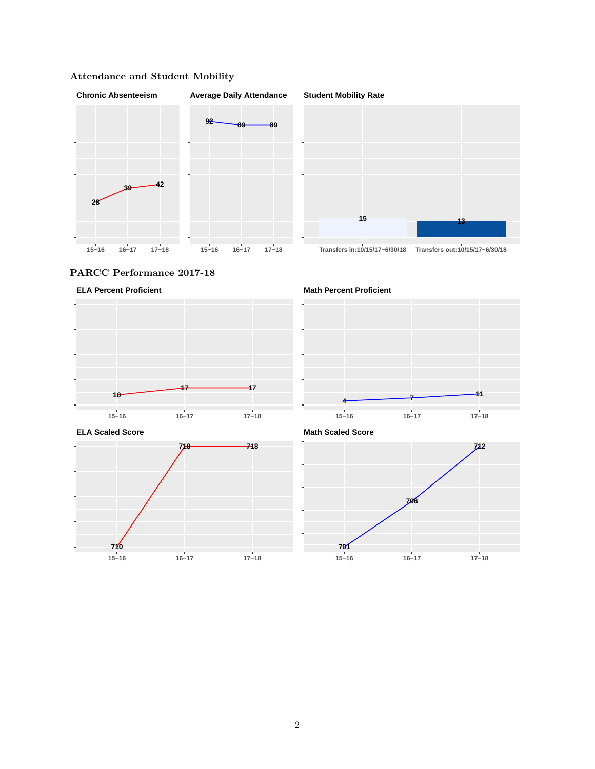## Attendance and Student Mobility

**Chronic Absenteeism**

28
39
42

15–16 16–17 17–18

**Average Daily Attendance**

92
89
89

15–16 16–17 17–18

**Student Mobility Rate**

15
13

Transfers in:10/15/17–6/30/18 Transfers out:10/15/17–6/30/18

## PARCC Performance 2017-18

**ELA Percent Proficient**

10
17
17

15–16 16–17 17–18

**Math Percent Proficient**

4
7
11

15–16 16–17 17–18

**ELA Scaled Score**

710
718
718

15–16 16–17 17–18

**Math Scaled Score**

701
706
712

15–16 16–17 17–18